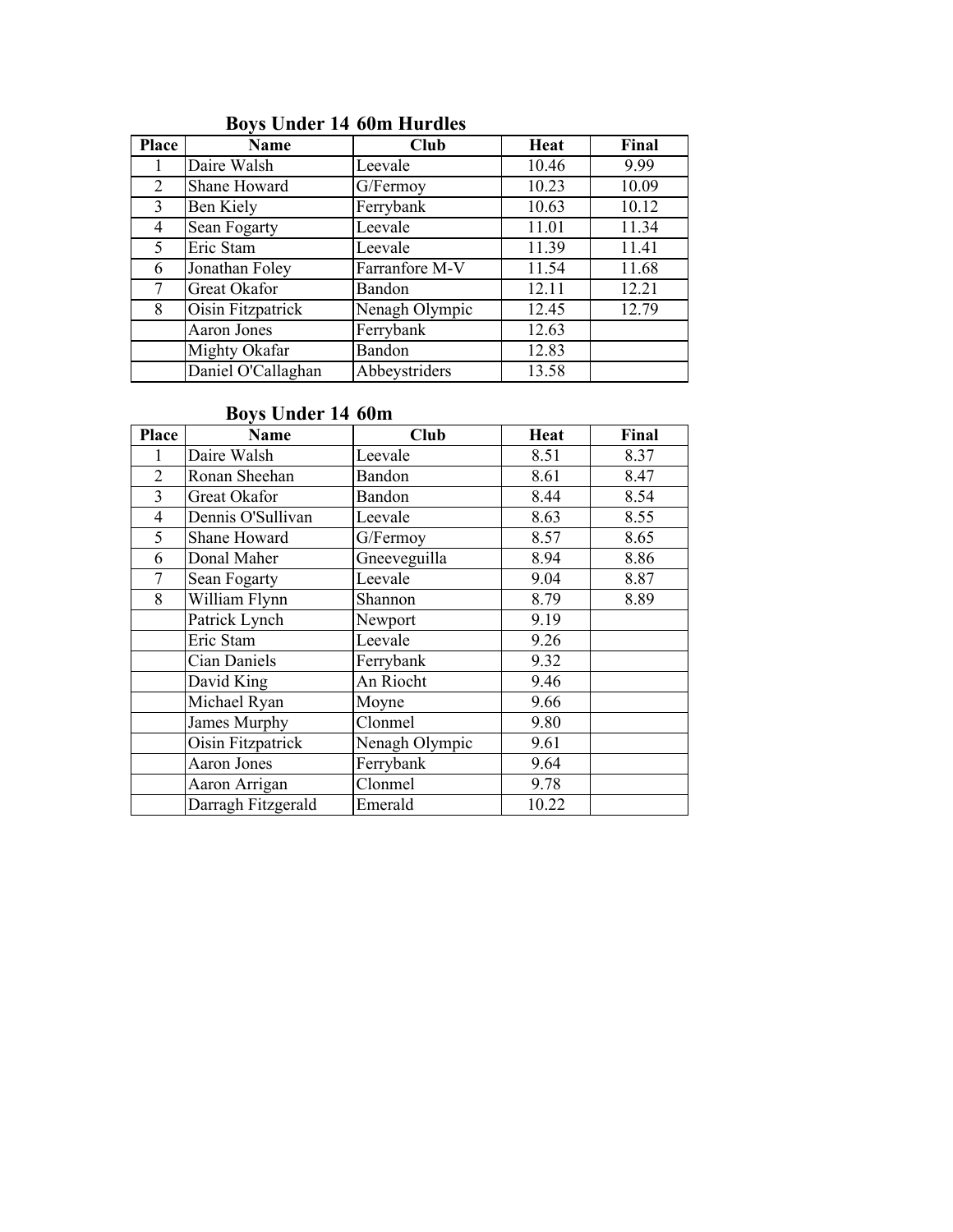### Boys Under 14 60m Hurdles

| Place | Name | Club | Heat | Final |
|---|---|---|---|---|
| 1 | Daire Walsh | Leevale | 10.46 | 9.99 |
| 2 | Shane Howard | G/Fermoy | 10.23 | 10.09 |
| 3 | Ben Kiely | Ferrybank | 10.63 | 10.12 |
| 4 | Sean Fogarty | Leevale | 11.01 | 11.34 |
| 5 | Eric Stam | Leevale | 11.39 | 11.41 |
| 6 | Jonathan Foley | Farranfore M-V | 11.54 | 11.68 |
| 7 | Great Okafor | Bandon | 12.11 | 12.21 |
| 8 | Oisin Fitzpatrick | Nenagh Olympic | 12.45 | 12.79 |
| | Aaron Jones | Ferrybank | 12.63 | |
| | Mighty Okafar | Bandon | 12.83 | |
| | Daniel O'Callaghan | Abbeystriders | 13.58 | |

### Boys Under 14 60m

| Place | Name | Club | Heat | Final |
|---|---|---|---|---|
| 1 | Daire Walsh | Leevale | 8.51 | 8.37 |
| 2 | Ronan Sheehan | Bandon | 8.61 | 8.47 |
| 3 | Great Okafor | Bandon | 8.44 | 8.54 |
| 4 | Dennis O'Sullivan | Leevale | 8.63 | 8.55 |
| 5 | Shane Howard | G/Fermoy | 8.57 | 8.65 |
| 6 | Donal Maher | Gneeveguilla | 8.94 | 8.86 |
| 7 | Sean Fogarty | Leevale | 9.04 | 8.87 |
| 8 | William Flynn | Shannon | 8.79 | 8.89 |
| | Patrick Lynch | Newport | 9.19 | |
| | Eric Stam | Leevale | 9.26 | |
| | Cian Daniels | Ferrybank | 9.32 | |
| | David King | An Riocht | 9.46 | |
| | Michael Ryan | Moyne | 9.66 | |
| | James Murphy | Clonmel | 9.80 | |
| | Oisin Fitzpatrick | Nenagh Olympic | 9.61 | |
| | Aaron Jones | Ferrybank | 9.64 | |
| | Aaron Arrigan | Clonmel | 9.78 | |
| | Darragh Fitzgerald | Emerald | 10.22 | |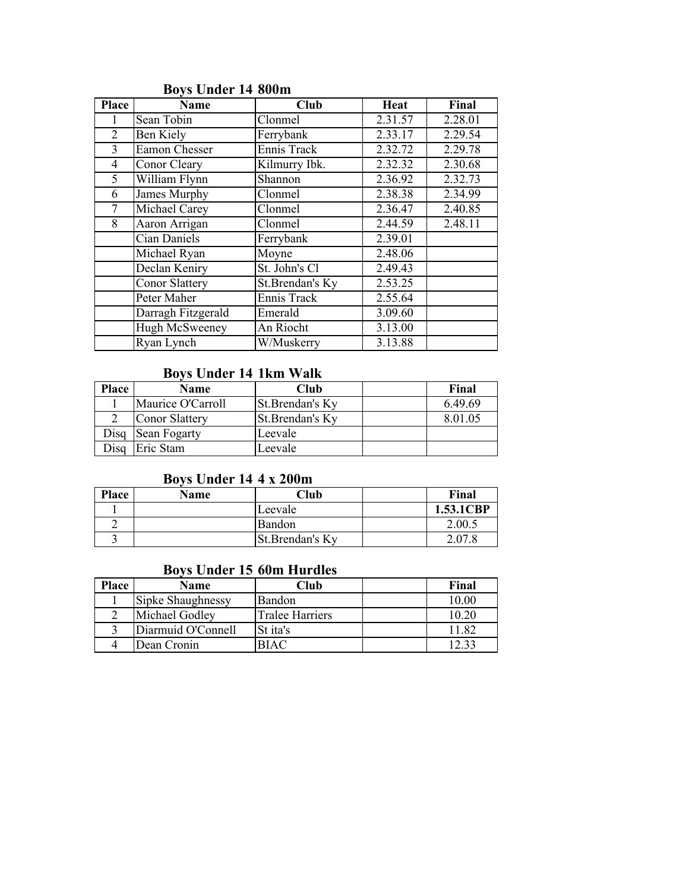### Boys Under 14 800m

| Place | Name | Club | Heat | Final |
|---|---|---|---|---|
| 1 | Sean Tobin | Clonmel | 2.31.57 | 2.28.01 |
| 2 | Ben Kiely | Ferrybank | 2.33.17 | 2.29.54 |
| 3 | Eamon Chesser | Ennis Track | 2.32.72 | 2.29.78 |
| 4 | Conor Cleary | Kilmurry Ibk. | 2.32.32 | 2.30.68 |
| 5 | William Flynn | Shannon | 2.36.92 | 2.32.73 |
| 6 | James Murphy | Clonmel | 2.38.38 | 2.34.99 |
| 7 | Michael Carey | Clonmel | 2.36.47 | 2.40.85 |
| 8 | Aaron Arrigan | Clonmel | 2.44.59 | 2.48.11 |
| | Cian Daniels | Ferrybank | 2.39.01 | |
| | Michael Ryan | Moyne | 2.48.06 | |
| | Declan Keniry | St. John's Cl | 2.49.43 | |
| | Conor Slattery | St.Brendan's Ky | 2.53.25 | |
| | Peter Maher | Ennis Track | 2.55.64 | |
| | Darragh Fitzgerald | Emerald | 3.09.60 | |
| | Hugh McSweeney | An Riocht | 3.13.00 | |
| | Ryan Lynch | W/Muskerry | 3.13.88 | |

### Boys Under 14 1km Walk

| Place | Name | Club | | Final |
|---|---|---|---|---|
| 1 | Maurice O'Carroll | St.Brendan's Ky | | 6.49.69 |
| 2 | Conor Slattery | St.Brendan's Ky | | 8.01.05 |
| Disq | Sean Fogarty | Leevale | | |
| Disq | Eric Stam | Leevale | | |

### Boys Under 14 4 x 200m

| Place | Name | Club | | Final |
|---|---|---|---|---|
| 1 | | Leevale | | **1.53.1CBP** |
| 2 | | Bandon | | 2.00.5 |
| 3 | | St.Brendan's Ky | | 2.07.8 |

### Boys Under 15 60m Hurdles

| Place | Name | Club | | Final |
|---|---|---|---|---|
| 1 | Sipke Shaughnessy | Bandon | | 10.00 |
| 2 | Michael Godley | Tralee Harriers | | 10.20 |
| 3 | Diarmuid O'Connell | St ita's | | 11.82 |
| 4 | Dean Cronin | BIAC | | 12.33 |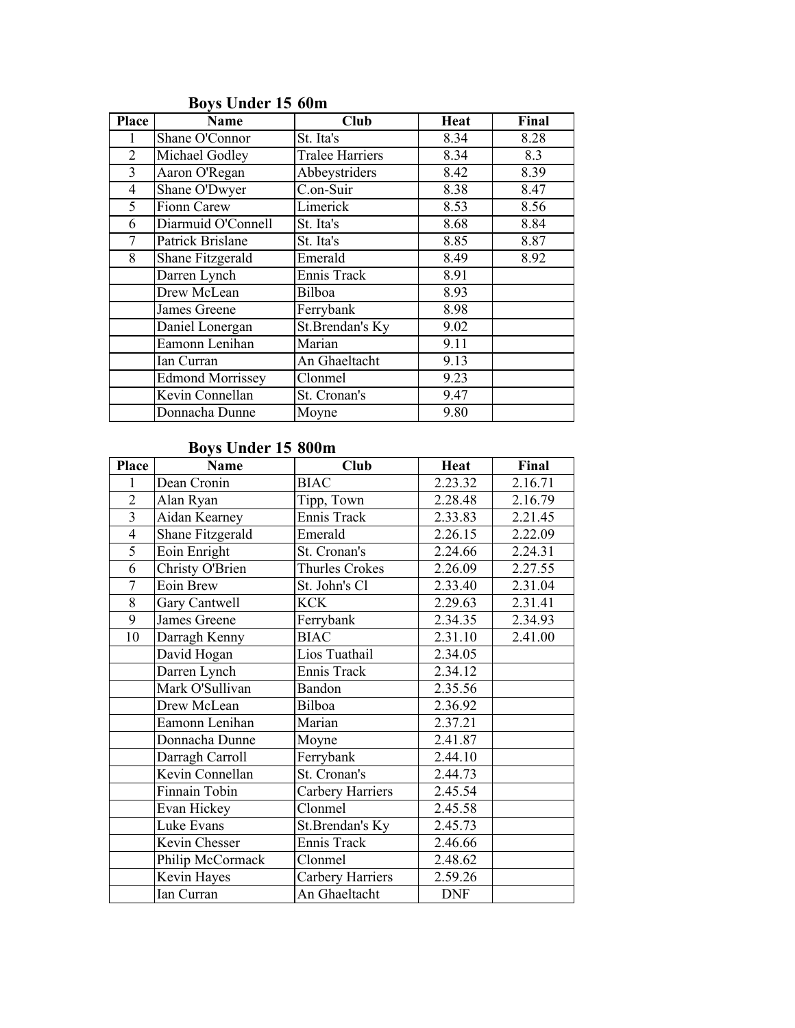## Boys Under 15 60m

| Place | Name | Club | Heat | Final |
|---|---|---|---|---|
| 1 | Shane O'Connor | St. Ita's | 8.34 | 8.28 |
| 2 | Michael Godley | Tralee Harriers | 8.34 | 8.3 |
| 3 | Aaron O'Regan | Abbeystriders | 8.42 | 8.39 |
| 4 | Shane O'Dwyer | C.on-Suir | 8.38 | 8.47 |
| 5 | Fionn Carew | Limerick | 8.53 | 8.56 |
| 6 | Diarmuid O'Connell | St. Ita's | 8.68 | 8.84 |
| 7 | Patrick Brislane | St. Ita's | 8.85 | 8.87 |
| 8 | Shane Fitzgerald | Emerald | 8.49 | 8.92 |
| | Darren Lynch | Ennis Track | 8.91 | |
| | Drew McLean | Bilboa | 8.93 | |
| | James Greene | Ferrybank | 8.98 | |
| | Daniel Lonergan | St.Brendan's Ky | 9.02 | |
| | Eamonn Lenihan | Marian | 9.11 | |
| | Ian Curran | An Ghaeltacht | 9.13 | |
| | Edmond Morrissey | Clonmel | 9.23 | |
| | Kevin Connellan | St. Cronan's | 9.47 | |
| | Donnacha Dunne | Moyne | 9.80 | |

## Boys Under 15 800m

| Place | Name | Club | Heat | Final |
|---|---|---|---|---|
| 1 | Dean Cronin | BIAC | 2.23.32 | 2.16.71 |
| 2 | Alan Ryan | Tipp, Town | 2.28.48 | 2.16.79 |
| 3 | Aidan Kearney | Ennis Track | 2.33.83 | 2.21.45 |
| 4 | Shane Fitzgerald | Emerald | 2.26.15 | 2.22.09 |
| 5 | Eoin Enright | St. Cronan's | 2.24.66 | 2.24.31 |
| 6 | Christy O'Brien | Thurles Crokes | 2.26.09 | 2.27.55 |
| 7 | Eoin Brew | St. John's Cl | 2.33.40 | 2.31.04 |
| 8 | Gary Cantwell | KCK | 2.29.63 | 2.31.41 |
| 9 | James Greene | Ferrybank | 2.34.35 | 2.34.93 |
| 10 | Darragh Kenny | BIAC | 2.31.10 | 2.41.00 |
| | David Hogan | Lios Tuathail | 2.34.05 | |
| | Darren Lynch | Ennis Track | 2.34.12 | |
| | Mark O'Sullivan | Bandon | 2.35.56 | |
| | Drew McLean | Bilboa | 2.36.92 | |
| | Eamonn Lenihan | Marian | 2.37.21 | |
| | Donnacha Dunne | Moyne | 2.41.87 | |
| | Darragh Carroll | Ferrybank | 2.44.10 | |
| | Kevin Connellan | St. Cronan's | 2.44.73 | |
| | Finnain Tobin | Carbery Harriers | 2.45.54 | |
| | Evan Hickey | Clonmel | 2.45.58 | |
| | Luke Evans | St.Brendan's Ky | 2.45.73 | |
| | Kevin Chesser | Ennis Track | 2.46.66 | |
| | Philip McCormack | Clonmel | 2.48.62 | |
| | Kevin Hayes | Carbery Harriers | 2.59.26 | |
| | Ian Curran | An Ghaeltacht | DNF | |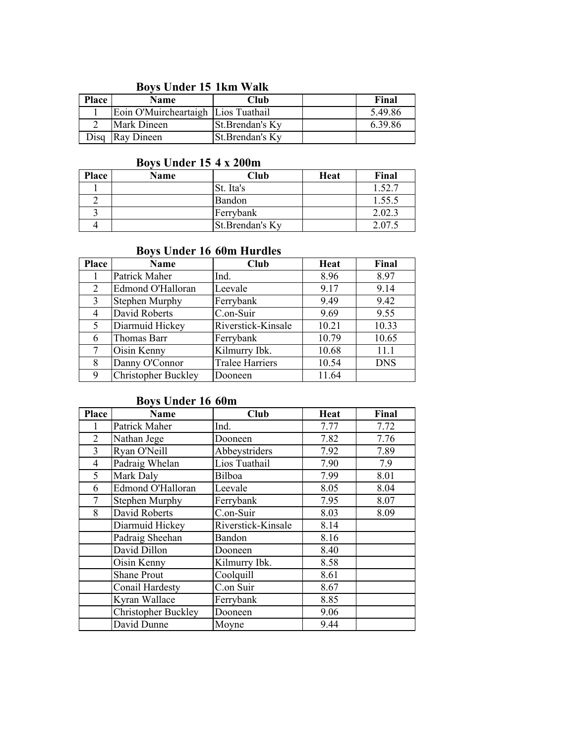### Boys Under 15 1km Walk

| Place | Name | Club | | Final |
|---|---|---|---|---|
| 1 | Eoin O'Muircheartaigh | Lios Tuathail | | 5.49.86 |
| 2 | Mark Dineen | St.Brendan's Ky | | 6.39.86 |
| Disq | Ray Dineen | St.Brendan's Ky | | |

### Boys Under 15 4 x 200m

| Place | Name | Club | Heat | Final |
|---|---|---|---|---|
| 1 | | St. Ita's | | 1.52.7 |
| 2 | | Bandon | | 1.55.5 |
| 3 | | Ferrybank | | 2.02.3 |
| 4 | | St.Brendan's Ky | | 2.07.5 |

### Boys Under 16 60m Hurdles

| Place | Name | Club | Heat | Final |
|---|---|---|---|---|
| 1 | Patrick Maher | Ind. | 8.96 | 8.97 |
| 2 | Edmond O'Halloran | Leevale | 9.17 | 9.14 |
| 3 | Stephen Murphy | Ferrybank | 9.49 | 9.42 |
| 4 | David Roberts | C.on-Suir | 9.69 | 9.55 |
| 5 | Diarmuid Hickey | Riverstick-Kinsale | 10.21 | 10.33 |
| 6 | Thomas Barr | Ferrybank | 10.79 | 10.65 |
| 7 | Oisin Kenny | Kilmurry Ibk. | 10.68 | 11.1 |
| 8 | Danny O'Connor | Tralee Harriers | 10.54 | DNS |
| 9 | Christopher Buckley | Dooneen | 11.64 | |

### Boys Under 16 60m

| Place | Name | Club | Heat | Final |
|---|---|---|---|---|
| 1 | Patrick Maher | Ind. | 7.77 | 7.72 |
| 2 | Nathan Jege | Dooneen | 7.82 | 7.76 |
| 3 | Ryan O'Neill | Abbeystriders | 7.92 | 7.89 |
| 4 | Padraig Whelan | Lios Tuathail | 7.90 | 7.9 |
| 5 | Mark Daly | Bilboa | 7.99 | 8.01 |
| 6 | Edmond O'Halloran | Leevale | 8.05 | 8.04 |
| 7 | Stephen Murphy | Ferrybank | 7.95 | 8.07 |
| 8 | David Roberts | C.on-Suir | 8.03 | 8.09 |
| | Diarmuid Hickey | Riverstick-Kinsale | 8.14 | |
| | Padraig Sheehan | Bandon | 8.16 | |
| | David Dillon | Dooneen | 8.40 | |
| | Oisin Kenny | Kilmurry Ibk. | 8.58 | |
| | Shane Prout | Coolquill | 8.61 | |
| | Conail Hardesty | C.on Suir | 8.67 | |
| | Kyran Wallace | Ferrybank | 8.85 | |
| | Christopher Buckley | Dooneen | 9.06 | |
| | David Dunne | Moyne | 9.44 | |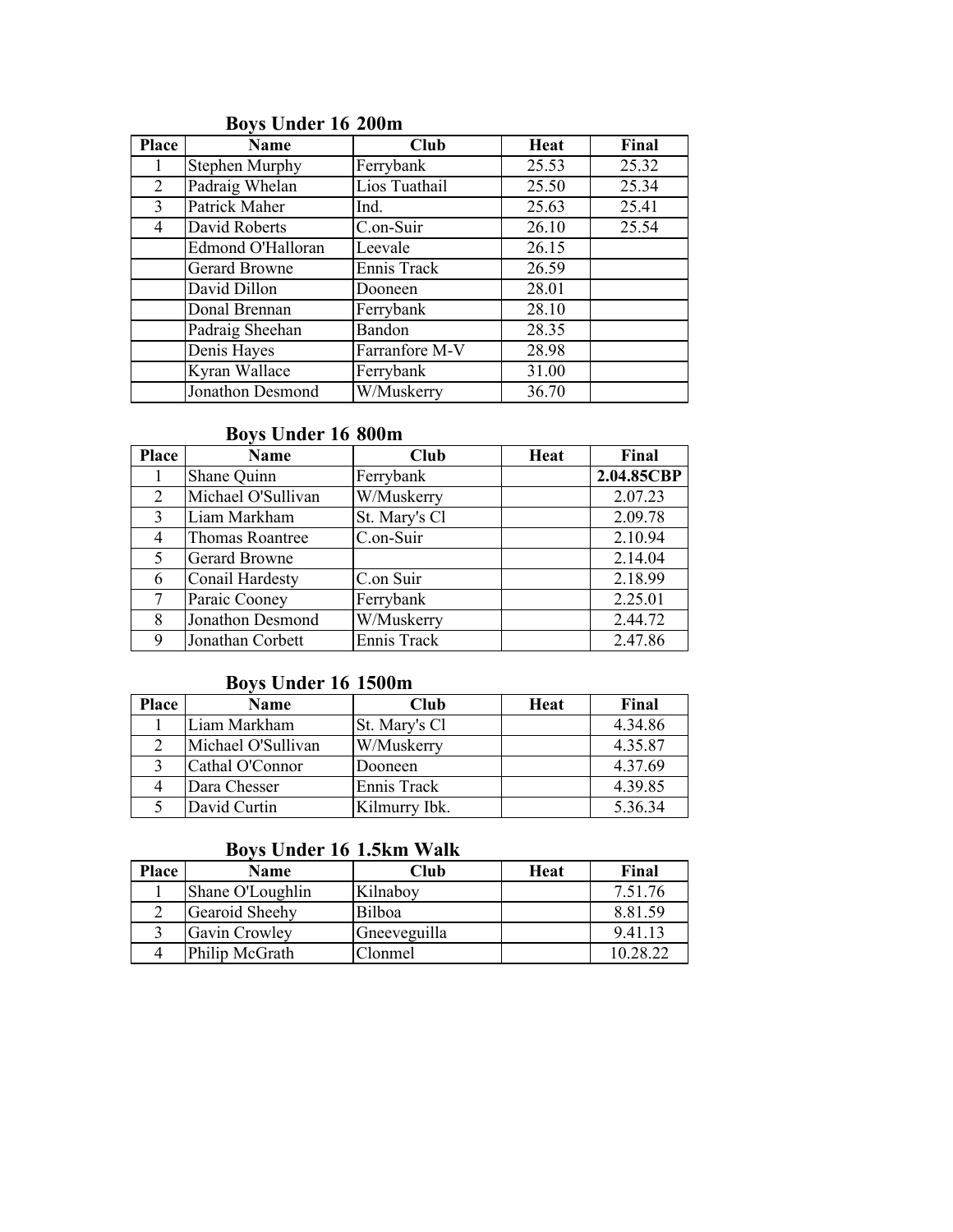## Boys Under 16 200m

| Place | Name | Club | Heat | Final |
|---|---|---|---|---|
| 1 | Stephen Murphy | Ferrybank | 25.53 | 25.32 |
| 2 | Padraig Whelan | Lios Tuathail | 25.50 | 25.34 |
| 3 | Patrick Maher | Ind. | 25.63 | 25.41 |
| 4 | David Roberts | C.on-Suir | 26.10 | 25.54 |
| | Edmond O'Halloran | Leevale | 26.15 | |
| | Gerard Browne | Ennis Track | 26.59 | |
| | David Dillon | Dooneen | 28.01 | |
| | Donal Brennan | Ferrybank | 28.10 | |
| | Padraig Sheehan | Bandon | 28.35 | |
| | Denis Hayes | Farranfore M-V | 28.98 | |
| | Kyran Wallace | Ferrybank | 31.00 | |
| | Jonathon Desmond | W/Muskerry | 36.70 | |

## Boys Under 16 800m

| Place | Name | Club | Heat | Final |
|---|---|---|---|---|
| 1 | Shane Quinn | Ferrybank | | **2.04.85CBP** |
| 2 | Michael O'Sullivan | W/Muskerry | | 2.07.23 |
| 3 | Liam Markham | St. Mary's Cl | | 2.09.78 |
| 4 | Thomas Roantree | C.on-Suir | | 2.10.94 |
| 5 | Gerard Browne | | | 2.14.04 |
| 6 | Conail Hardesty | C.on Suir | | 2.18.99 |
| 7 | Paraic Cooney | Ferrybank | | 2.25.01 |
| 8 | Jonathon Desmond | W/Muskerry | | 2.44.72 |
| 9 | Jonathan Corbett | Ennis Track | | 2.47.86 |

## Boys Under 16 1500m

| Place | Name | Club | Heat | Final |
|---|---|---|---|---|
| 1 | Liam Markham | St. Mary's Cl | | 4.34.86 |
| 2 | Michael O'Sullivan | W/Muskerry | | 4.35.87 |
| 3 | Cathal O'Connor | Dooneen | | 4.37.69 |
| 4 | Dara Chesser | Ennis Track | | 4.39.85 |
| 5 | David Curtin | Kilmurry Ibk. | | 5.36.34 |

## Boys Under 16 1.5km Walk

| Place | Name | Club | Heat | Final |
|---|---|---|---|---|
| 1 | Shane O'Loughlin | Kilnaboy | | 7.51.76 |
| 2 | Gearoid Sheehy | Bilboa | | 8.81.59 |
| 3 | Gavin Crowley | Gneeveguilla | | 9.41.13 |
| 4 | Philip McGrath | Clonmel | | 10.28.22 |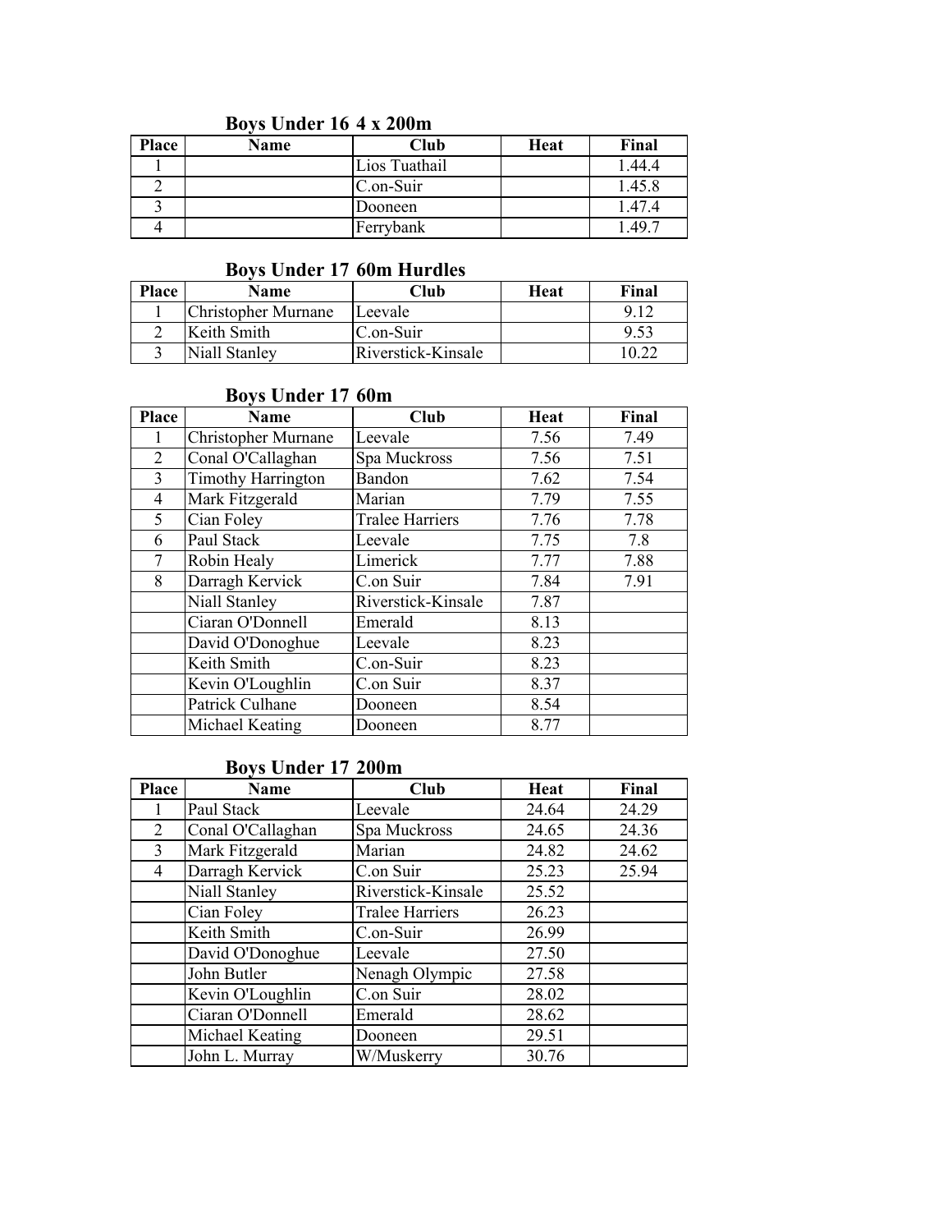## Boys Under 16 4 x 200m

| Place | Name | Club | Heat | Final |
|---|---|---|---|---|
| 1 | | Lios Tuathail | | 1.44.4 |
| 2 | | C.on-Suir | | 1.45.8 |
| 3 | | Dooneen | | 1.47.4 |
| 4 | | Ferrybank | | 1.49.7 |

## Boys Under 17 60m Hurdles

| Place | Name | Club | Heat | Final |
|---|---|---|---|---|
| 1 | Christopher Murnane | Leevale | | 9.12 |
| 2 | Keith Smith | C.on-Suir | | 9.53 |
| 3 | Niall Stanley | Riverstick-Kinsale | | 10.22 |

## Boys Under 17 60m

| Place | Name | Club | Heat | Final |
|---|---|---|---|---|
| 1 | Christopher Murnane | Leevale | 7.56 | 7.49 |
| 2 | Conal O'Callaghan | Spa Muckross | 7.56 | 7.51 |
| 3 | Timothy Harrington | Bandon | 7.62 | 7.54 |
| 4 | Mark Fitzgerald | Marian | 7.79 | 7.55 |
| 5 | Cian Foley | Tralee Harriers | 7.76 | 7.78 |
| 6 | Paul Stack | Leevale | 7.75 | 7.8 |
| 7 | Robin Healy | Limerick | 7.77 | 7.88 |
| 8 | Darragh Kervick | C.on Suir | 7.84 | 7.91 |
| | Niall Stanley | Riverstick-Kinsale | 7.87 | |
| | Ciaran O'Donnell | Emerald | 8.13 | |
| | David O'Donoghue | Leevale | 8.23 | |
| | Keith Smith | C.on-Suir | 8.23 | |
| | Kevin O'Loughlin | C.on Suir | 8.37 | |
| | Patrick Culhane | Dooneen | 8.54 | |
| | Michael Keating | Dooneen | 8.77 | |

## Boys Under 17 200m

| Place | Name | Club | Heat | Final |
|---|---|---|---|---|
| 1 | Paul Stack | Leevale | 24.64 | 24.29 |
| 2 | Conal O'Callaghan | Spa Muckross | 24.65 | 24.36 |
| 3 | Mark Fitzgerald | Marian | 24.82 | 24.62 |
| 4 | Darragh Kervick | C.on Suir | 25.23 | 25.94 |
| | Niall Stanley | Riverstick-Kinsale | 25.52 | |
| | Cian Foley | Tralee Harriers | 26.23 | |
| | Keith Smith | C.on-Suir | 26.99 | |
| | David O'Donoghue | Leevale | 27.50 | |
| | John Butler | Nenagh Olympic | 27.58 | |
| | Kevin O'Loughlin | C.on Suir | 28.02 | |
| | Ciaran O'Donnell | Emerald | 28.62 | |
| | Michael Keating | Dooneen | 29.51 | |
| | John L. Murray | W/Muskerry | 30.76 | |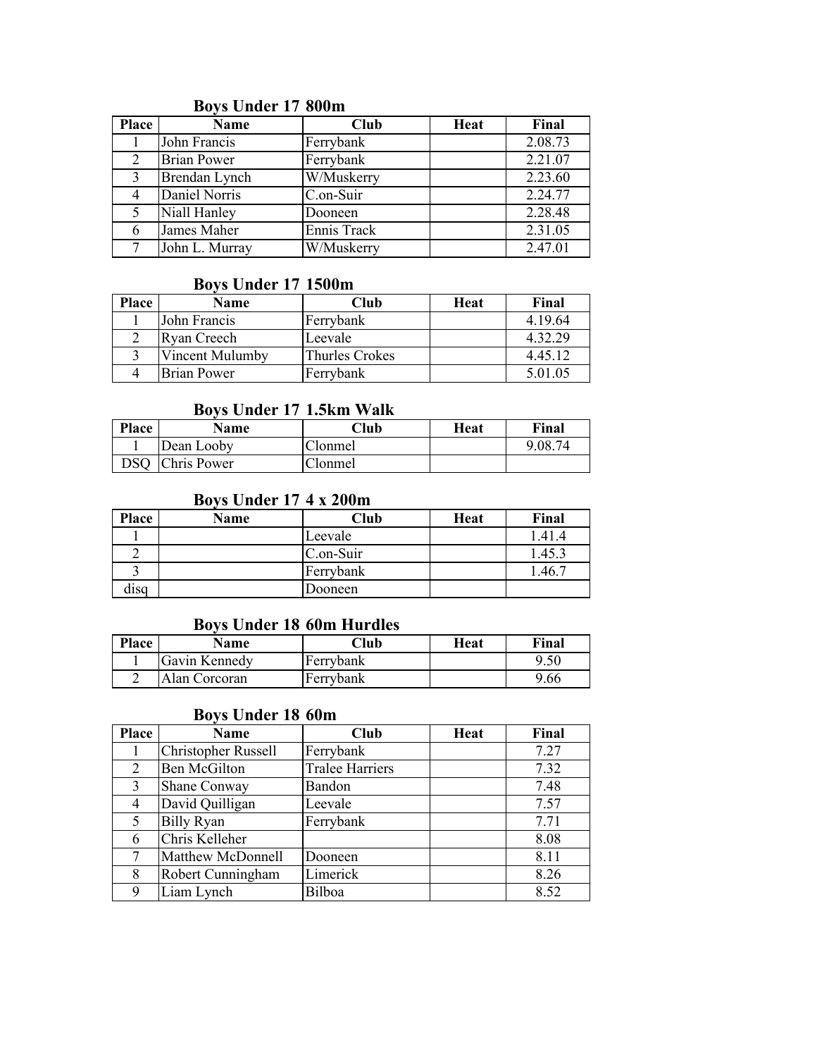### Boys Under 17 800m

| Place | Name | Club | Heat | Final |
|---|---|---|---|---|
| 1 | John Francis | Ferrybank | | 2.08.73 |
| 2 | Brian Power | Ferrybank | | 2.21.07 |
| 3 | Brendan Lynch | W/Muskerry | | 2.23.60 |
| 4 | Daniel Norris | C.on-Suir | | 2.24.77 |
| 5 | Niall Hanley | Dooneen | | 2.28.48 |
| 6 | James Maher | Ennis Track | | 2.31.05 |
| 7 | John L. Murray | W/Muskerry | | 2.47.01 |

### Boys Under 17 1500m

| Place | Name | Club | Heat | Final |
|---|---|---|---|---|
| 1 | John Francis | Ferrybank | | 4.19.64 |
| 2 | Ryan Creech | Leevale | | 4.32.29 |
| 3 | Vincent Mulumby | Thurles Crokes | | 4.45.12 |
| 4 | Brian Power | Ferrybank | | 5.01.05 |

### Boys Under 17 1.5km Walk

| Place | Name | Club | Heat | Final |
|---|---|---|---|---|
| 1 | Dean Looby | Clonmel | | 9.08.74 |
| DSQ | Chris Power | Clonmel | | |

### Boys Under 17 4 x 200m

| Place | Name | Club | Heat | Final |
|---|---|---|---|---|
| 1 | | Leevale | | 1.41.4 |
| 2 | | C.on-Suir | | 1.45.3 |
| 3 | | Ferrybank | | 1.46.7 |
| disq | | Dooneen | | |

### Boys Under 18 60m Hurdles

| Place | Name | Club | Heat | Final |
|---|---|---|---|---|
| 1 | Gavin Kennedy | Ferrybank | | 9.50 |
| 2 | Alan Corcoran | Ferrybank | | 9.66 |

### Boys Under 18 60m

| Place | Name | Club | Heat | Final |
|---|---|---|---|---|
| 1 | Christopher Russell | Ferrybank | | 7.27 |
| 2 | Ben McGilton | Tralee Harriers | | 7.32 |
| 3 | Shane Conway | Bandon | | 7.48 |
| 4 | David Quilligan | Leevale | | 7.57 |
| 5 | Billy Ryan | Ferrybank | | 7.71 |
| 6 | Chris Kelleher | | | 8.08 |
| 7 | Matthew McDonnell | Dooneen | | 8.11 |
| 8 | Robert Cunningham | Limerick | | 8.26 |
| 9 | Liam Lynch | Bilboa | | 8.52 |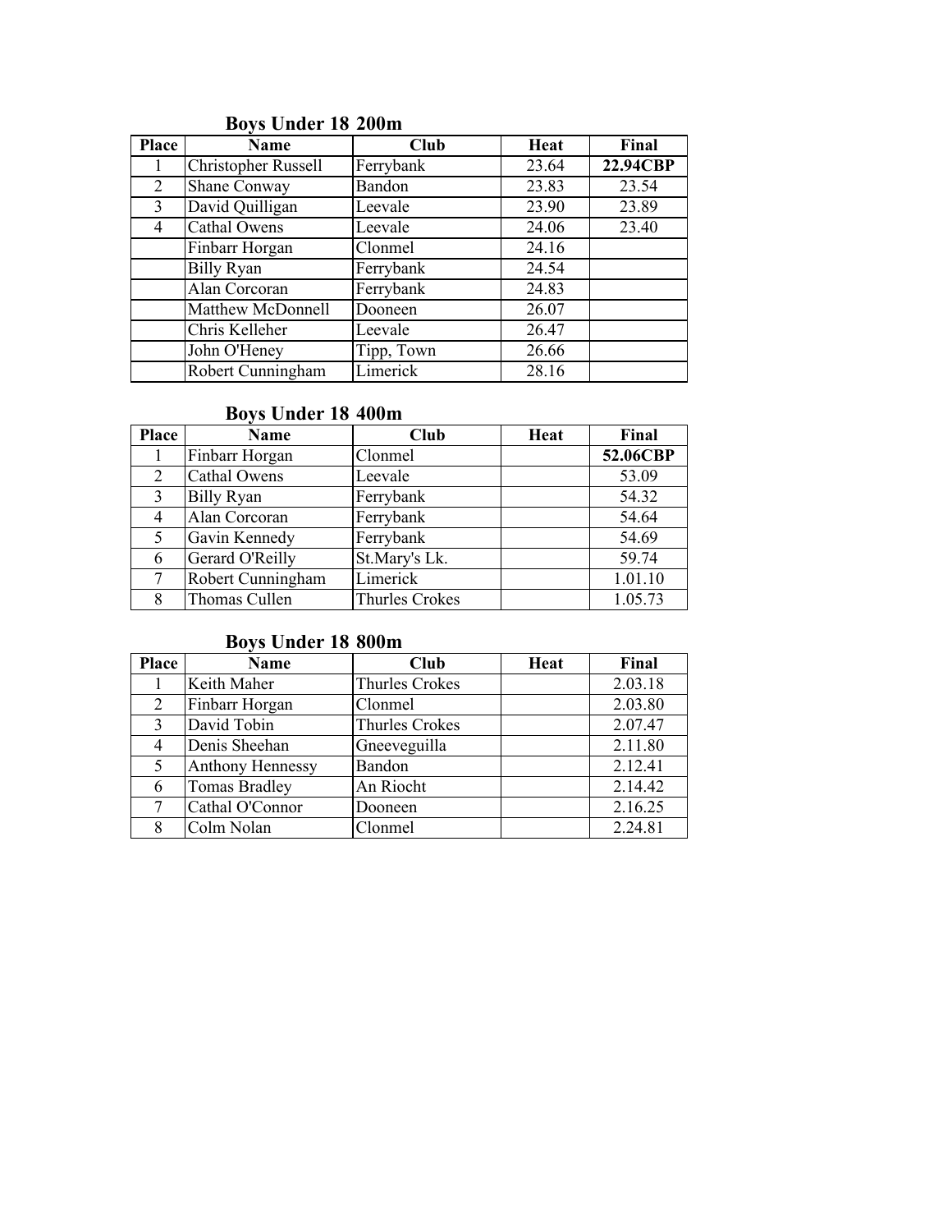## Boys Under 18 200m

| Place | Name | Club | Heat | Final |
|---|---|---|---|---|
| 1 | Christopher Russell | Ferrybank | 23.64 | **22.94CBP** |
| 2 | Shane Conway | Bandon | 23.83 | 23.54 |
| 3 | David Quilligan | Leevale | 23.90 | 23.89 |
| 4 | Cathal Owens | Leevale | 24.06 | 23.40 |
| | Finbarr Horgan | Clonmel | 24.16 | |
| | Billy Ryan | Ferrybank | 24.54 | |
| | Alan Corcoran | Ferrybank | 24.83 | |
| | Matthew McDonnell | Dooneen | 26.07 | |
| | Chris Kelleher | Leevale | 26.47 | |
| | John O'Heney | Tipp, Town | 26.66 | |
| | Robert Cunningham | Limerick | 28.16 | |

## Boys Under 18 400m

| Place | Name | Club | Heat | Final |
|---|---|---|---|---|
| 1 | Finbarr Horgan | Clonmel | | **52.06CBP** |
| 2 | Cathal Owens | Leevale | | 53.09 |
| 3 | Billy Ryan | Ferrybank | | 54.32 |
| 4 | Alan Corcoran | Ferrybank | | 54.64 |
| 5 | Gavin Kennedy | Ferrybank | | 54.69 |
| 6 | Gerard O'Reilly | St.Mary's Lk. | | 59.74 |
| 7 | Robert Cunningham | Limerick | | 1.01.10 |
| 8 | Thomas Cullen | Thurles Crokes | | 1.05.73 |

## Boys Under 18 800m

| Place | Name | Club | Heat | Final |
|---|---|---|---|---|
| 1 | Keith Maher | Thurles Crokes | | 2.03.18 |
| 2 | Finbarr Horgan | Clonmel | | 2.03.80 |
| 3 | David Tobin | Thurles Crokes | | 2.07.47 |
| 4 | Denis Sheehan | Gneeveguilla | | 2.11.80 |
| 5 | Anthony Hennessy | Bandon | | 2.12.41 |
| 6 | Tomas Bradley | An Riocht | | 2.14.42 |
| 7 | Cathal O'Connor | Dooneen | | 2.16.25 |
| 8 | Colm Nolan | Clonmel | | 2.24.81 |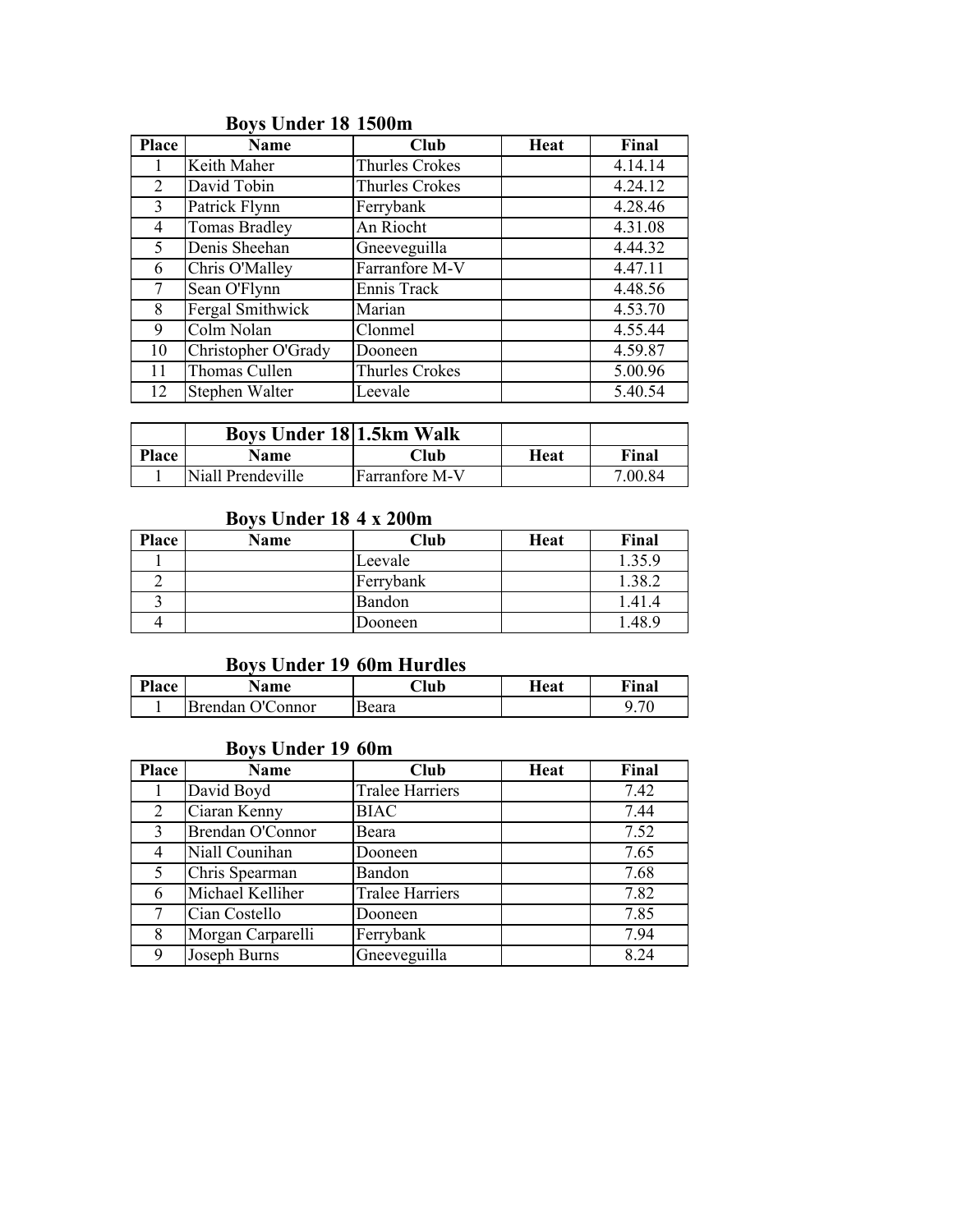### Boys Under 18 1500m

| Place | Name | Club | Heat | Final |
|---|---|---|---|---|
| 1 | Keith Maher | Thurles Crokes | | 4.14.14 |
| 2 | David Tobin | Thurles Crokes | | 4.24.12 |
| 3 | Patrick Flynn | Ferrybank | | 4.28.46 |
| 4 | Tomas Bradley | An Riocht | | 4.31.08 |
| 5 | Denis Sheehan | Gneeveguilla | | 4.44.32 |
| 6 | Chris O'Malley | Farranfore M-V | | 4.47.11 |
| 7 | Sean O'Flynn | Ennis Track | | 4.48.56 |
| 8 | Fergal Smithwick | Marian | | 4.53.70 |
| 9 | Colm Nolan | Clonmel | | 4.55.44 |
| 10 | Christopher O'Grady | Dooneen | | 4.59.87 |
| 11 | Thomas Cullen | Thurles Crokes | | 5.00.96 |
| 12 | Stephen Walter | Leevale | | 5.40.54 |

### Boys Under 18 1.5km Walk

| Place | Name | Club | Heat | Final |
|---|---|---|---|---|
| 1 | Niall Prendeville | Farranfore M-V | | 7.00.84 |

### Boys Under 18 4 x 200m

| Place | Name | Club | Heat | Final |
|---|---|---|---|---|
| 1 | | Leevale | | 1.35.9 |
| 2 | | Ferrybank | | 1.38.2 |
| 3 | | Bandon | | 1.41.4 |
| 4 | | Dooneen | | 1.48.9 |

### Boys Under 19 60m Hurdles

| Place | Name | Club | Heat | Final |
|---|---|---|---|---|
| 1 | Brendan O'Connor | Beara | | 9.70 |

### Boys Under 19 60m

| Place | Name | Club | Heat | Final |
|---|---|---|---|---|
| 1 | David Boyd | Tralee Harriers | | 7.42 |
| 2 | Ciaran Kenny | BIAC | | 7.44 |
| 3 | Brendan O'Connor | Beara | | 7.52 |
| 4 | Niall Counihan | Dooneen | | 7.65 |
| 5 | Chris Spearman | Bandon | | 7.68 |
| 6 | Michael Kelliher | Tralee Harriers | | 7.82 |
| 7 | Cian Costello | Dooneen | | 7.85 |
| 8 | Morgan Carparelli | Ferrybank | | 7.94 |
| 9 | Joseph Burns | Gneeveguilla | | 8.24 |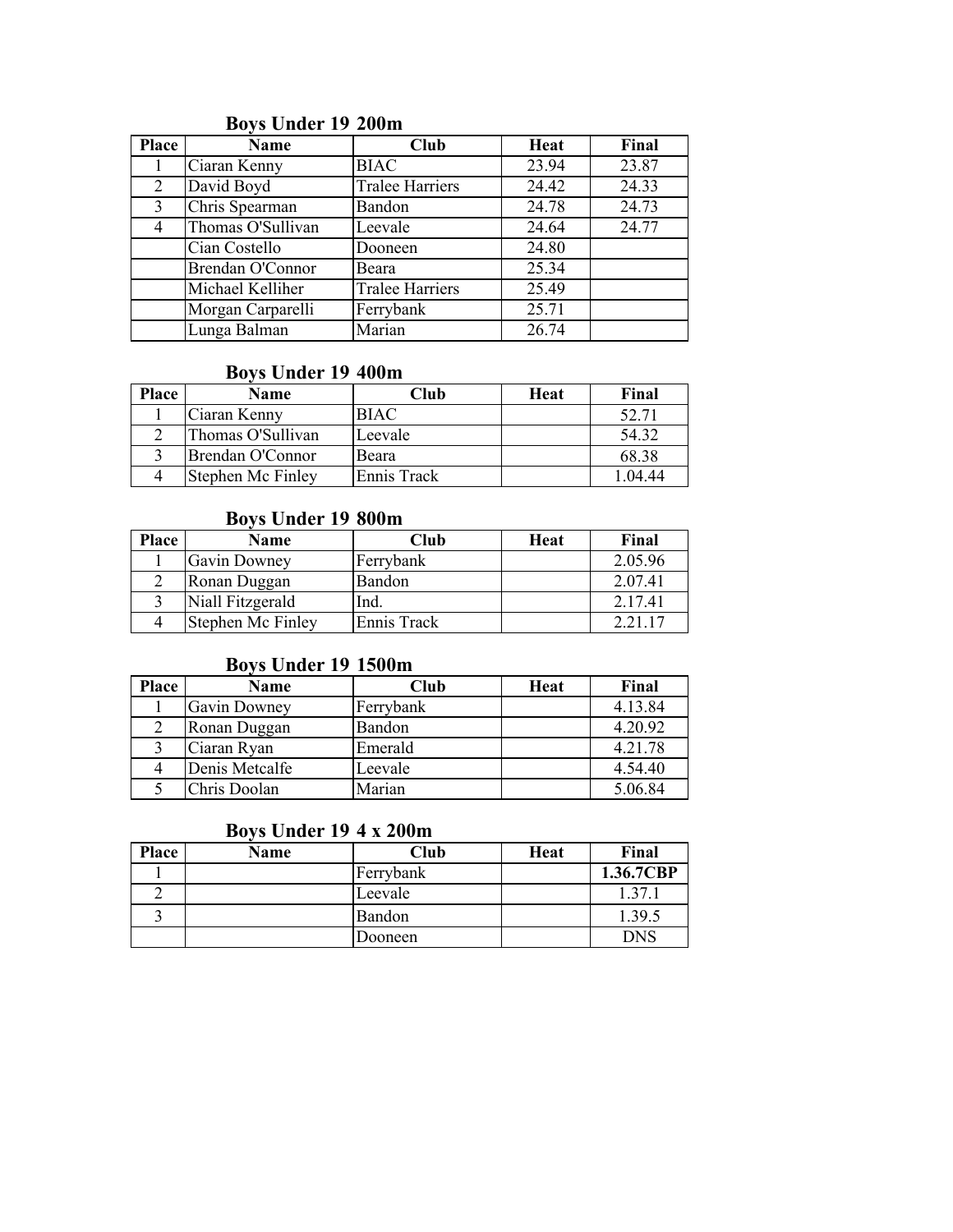### Boys Under 19 200m

| Place | Name | Club | Heat | Final |
|---|---|---|---|---|
| 1 | Ciaran Kenny | BIAC | 23.94 | 23.87 |
| 2 | David Boyd | Tralee Harriers | 24.42 | 24.33 |
| 3 | Chris Spearman | Bandon | 24.78 | 24.73 |
| 4 | Thomas O'Sullivan | Leevale | 24.64 | 24.77 |
| | Cian Costello | Dooneen | 24.80 | |
| | Brendan O'Connor | Beara | 25.34 | |
| | Michael Kelliher | Tralee Harriers | 25.49 | |
| | Morgan Carparelli | Ferrybank | 25.71 | |
| | Lunga Balman | Marian | 26.74 | |

### Boys Under 19 400m

| Place | Name | Club | Heat | Final |
|---|---|---|---|---|
| 1 | Ciaran Kenny | BIAC | | 52.71 |
| 2 | Thomas O'Sullivan | Leevale | | 54.32 |
| 3 | Brendan O'Connor | Beara | | 68.38 |
| 4 | Stephen Mc Finley | Ennis Track | | 1.04.44 |

### Boys Under 19 800m

| Place | Name | Club | Heat | Final |
|---|---|---|---|---|
| 1 | Gavin Downey | Ferrybank | | 2.05.96 |
| 2 | Ronan Duggan | Bandon | | 2.07.41 |
| 3 | Niall Fitzgerald | Ind. | | 2.17.41 |
| 4 | Stephen Mc Finley | Ennis Track | | 2.21.17 |

### Boys Under 19 1500m

| Place | Name | Club | Heat | Final |
|---|---|---|---|---|
| 1 | Gavin Downey | Ferrybank | | 4.13.84 |
| 2 | Ronan Duggan | Bandon | | 4.20.92 |
| 3 | Ciaran Ryan | Emerald | | 4.21.78 |
| 4 | Denis Metcalfe | Leevale | | 4.54.40 |
| 5 | Chris Doolan | Marian | | 5.06.84 |

### Boys Under 19 4 x 200m

| Place | Name | Club | Heat | Final |
|---|---|---|---|---|
| 1 | | Ferrybank | | **1.36.7CBP** |
| 2 | | Leevale | | 1.37.1 |
| 3 | | Bandon | | 1.39.5 |
| | | Dooneen | | DNS |